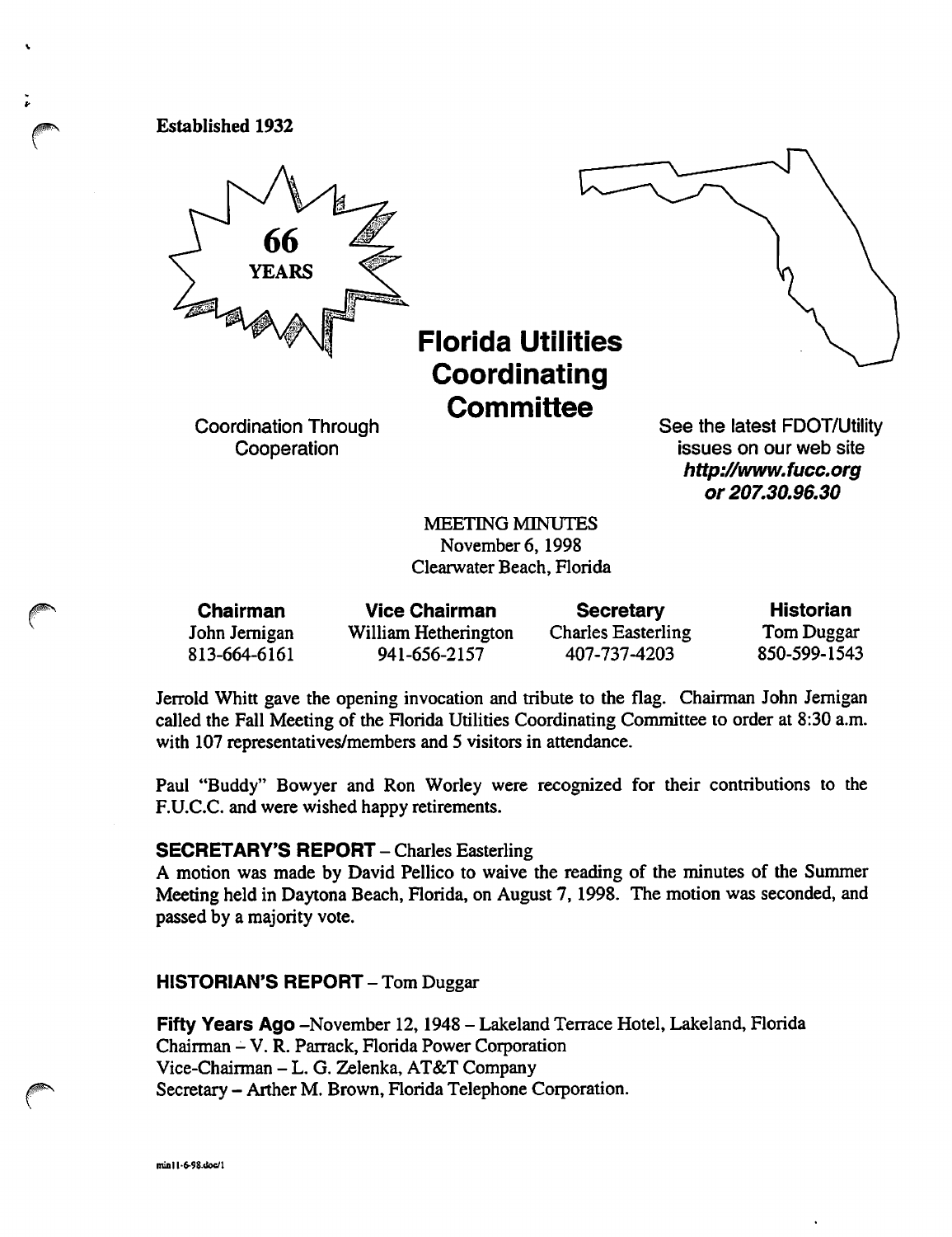Established 1932

66 YEARS

# Florida Utilities Coordinating Committee

Coordination Through Cooperation

See the latest FDOT/Utility issues on our web site ***http://www.fucc.org or 207.30.96.30***

MEETING MINUTES
November 6, 1998
Clearwater Beach, Florida

| Chairman | Vice Chairman | Secretary | Historian |
|---|---|---|---|
| John Jernigan | William Hetherington | Charles Easterling | Tom Duggar |
| 813-664-6161 | 941-656-2157 | 407-737-4203 | 850-599-1543 |

Jerrold Whitt gave the opening invocation and tribute to the flag. Chairman John Jernigan called the Fall Meeting of the Florida Utilities Coordinating Committee to order at 8:30 a.m. with 107 representatives/members and 5 visitors in attendance.

Paul "Buddy" Bowyer and Ron Worley were recognized for their contributions to the F.U.C.C. and were wished happy retirements.

**SECRETARY'S REPORT** – Charles Easterling

A motion was made by David Pellico to waive the reading of the minutes of the Summer Meeting held in Daytona Beach, Florida, on August 7, 1998. The motion was seconded, and passed by a majority vote.

**HISTORIAN'S REPORT** – Tom Duggar

**Fifty Years Ago** –November 12, 1948 – Lakeland Terrace Hotel, Lakeland, Florida
Chairman – V. R. Parrack, Florida Power Corporation
Vice-Chairman – L. G. Zelenka, AT&T Company
Secretary – Arther M. Brown, Florida Telephone Corporation.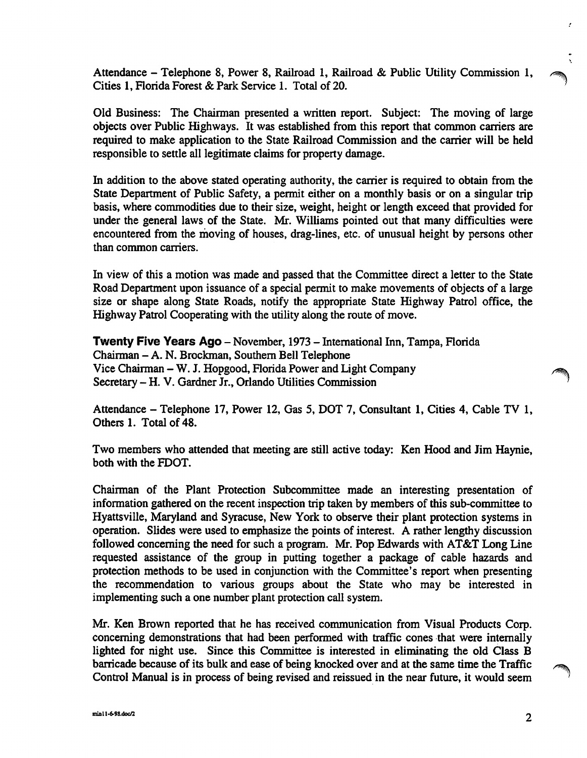Attendance – Telephone 8, Power 8, Railroad 1, Railroad & Public Utility Commission 1, Cities 1, Florida Forest & Park Service 1. Total of 20.

Old Business: The Chairman presented a written report. Subject: The moving of large objects over Public Highways. It was established from this report that common carriers are required to make application to the State Railroad Commission and the carrier will be held responsible to settle all legitimate claims for property damage.

In addition to the above stated operating authority, the carrier is required to obtain from the State Department of Public Safety, a permit either on a monthly basis or on a singular trip basis, where commodities due to their size, weight, height or length exceed that provided for under the general laws of the State. Mr. Williams pointed out that many difficulties were encountered from the moving of houses, drag-lines, etc. of unusual height by persons other than common carriers.

In view of this a motion was made and passed that the Committee direct a letter to the State Road Department upon issuance of a special permit to make movements of objects of a large size or shape along State Roads, notify the appropriate State Highway Patrol office, the Highway Patrol Cooperating with the utility along the route of move.

**Twenty Five Years Ago** – November, 1973 – International Inn, Tampa, Florida
Chairman – A. N. Brockman, Southern Bell Telephone
Vice Chairman – W. J. Hopgood, Florida Power and Light Company
Secretary – H. V. Gardner Jr., Orlando Utilities Commission

Attendance – Telephone 17, Power 12, Gas 5, DOT 7, Consultant 1, Cities 4, Cable TV 1, Others 1. Total of 48.

Two members who attended that meeting are still active today: Ken Hood and Jim Haynie, both with the FDOT.

Chairman of the Plant Protection Subcommittee made an interesting presentation of information gathered on the recent inspection trip taken by members of this sub-committee to Hyattsville, Maryland and Syracuse, New York to observe their plant protection systems in operation. Slides were used to emphasize the points of interest. A rather lengthy discussion followed concerning the need for such a program. Mr. Pop Edwards with AT&T Long Line requested assistance of the group in putting together a package of cable hazards and protection methods to be used in conjunction with the Committee's report when presenting the recommendation to various groups about the State who may be interested in implementing such a one number plant protection call system.

Mr. Ken Brown reported that he has received communication from Visual Products Corp. concerning demonstrations that had been performed with traffic cones that were internally lighted for night use. Since this Committee is interested in eliminating the old Class B barricade because of its bulk and ease of being knocked over and at the same time the Traffic Control Manual is in process of being revised and reissued in the near future, it would seem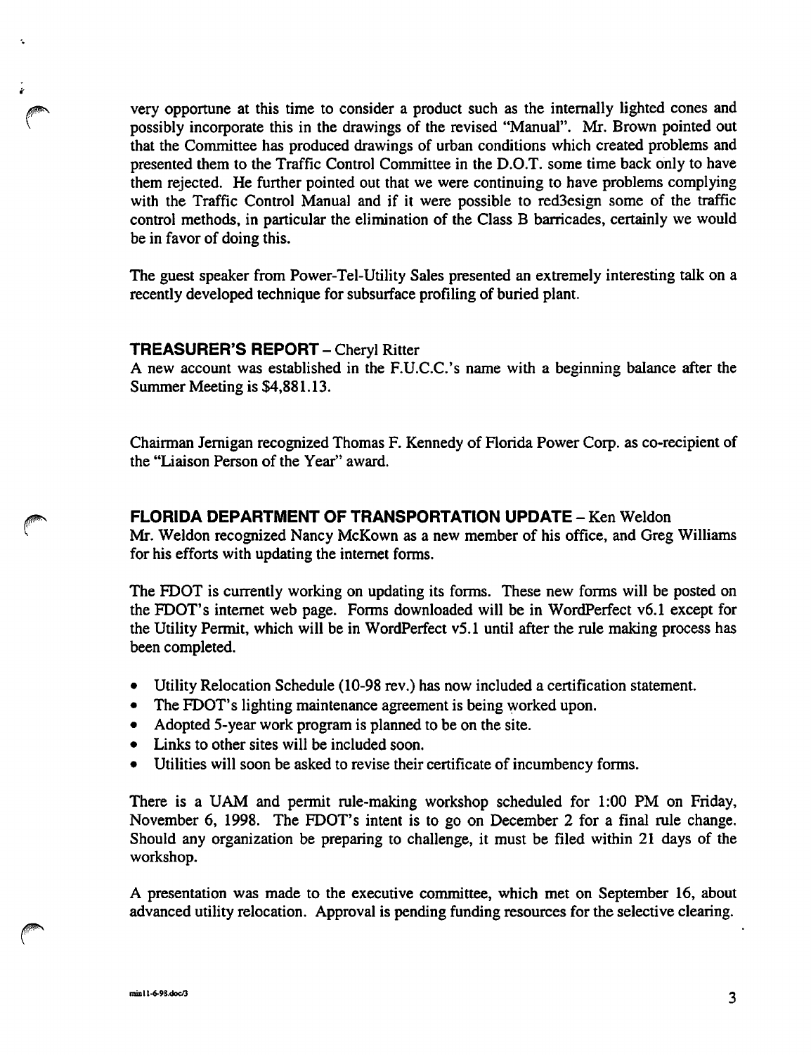very opportune at this time to consider a product such as the internally lighted cones and possibly incorporate this in the drawings of the revised "Manual". Mr. Brown pointed out that the Committee has produced drawings of urban conditions which created problems and presented them to the Traffic Control Committee in the D.O.T. some time back only to have them rejected. He further pointed out that we were continuing to have problems complying with the Traffic Control Manual and if it were possible to red3esign some of the traffic control methods, in particular the elimination of the Class B barricades, certainly we would be in favor of doing this.

The guest speaker from Power-Tel-Utility Sales presented an extremely interesting talk on a recently developed technique for subsurface profiling of buried plant.

**TREASURER'S REPORT** – Cheryl Ritter

A new account was established in the F.U.C.C.'s name with a beginning balance after the Summer Meeting is $4,881.13.

Chairman Jernigan recognized Thomas F. Kennedy of Florida Power Corp. as co-recipient of the "Liaison Person of the Year" award.

**FLORIDA DEPARTMENT OF TRANSPORTATION UPDATE** – Ken Weldon

Mr. Weldon recognized Nancy McKown as a new member of his office, and Greg Williams for his efforts with updating the internet forms.

The FDOT is currently working on updating its forms. These new forms will be posted on the FDOT's internet web page. Forms downloaded will be in WordPerfect v6.1 except for the Utility Permit, which will be in WordPerfect v5.1 until after the rule making process has been completed.

- Utility Relocation Schedule (10-98 rev.) has now included a certification statement.
- The FDOT's lighting maintenance agreement is being worked upon.
- Adopted 5-year work program is planned to be on the site.
- Links to other sites will be included soon.
- Utilities will soon be asked to revise their certificate of incumbency forms.

There is a UAM and permit rule-making workshop scheduled for 1:00 PM on Friday, November 6, 1998. The FDOT's intent is to go on December 2 for a final rule change. Should any organization be preparing to challenge, it must be filed within 21 days of the workshop.

A presentation was made to the executive committee, which met on September 16, about advanced utility relocation. Approval is pending funding resources for the selective clearing.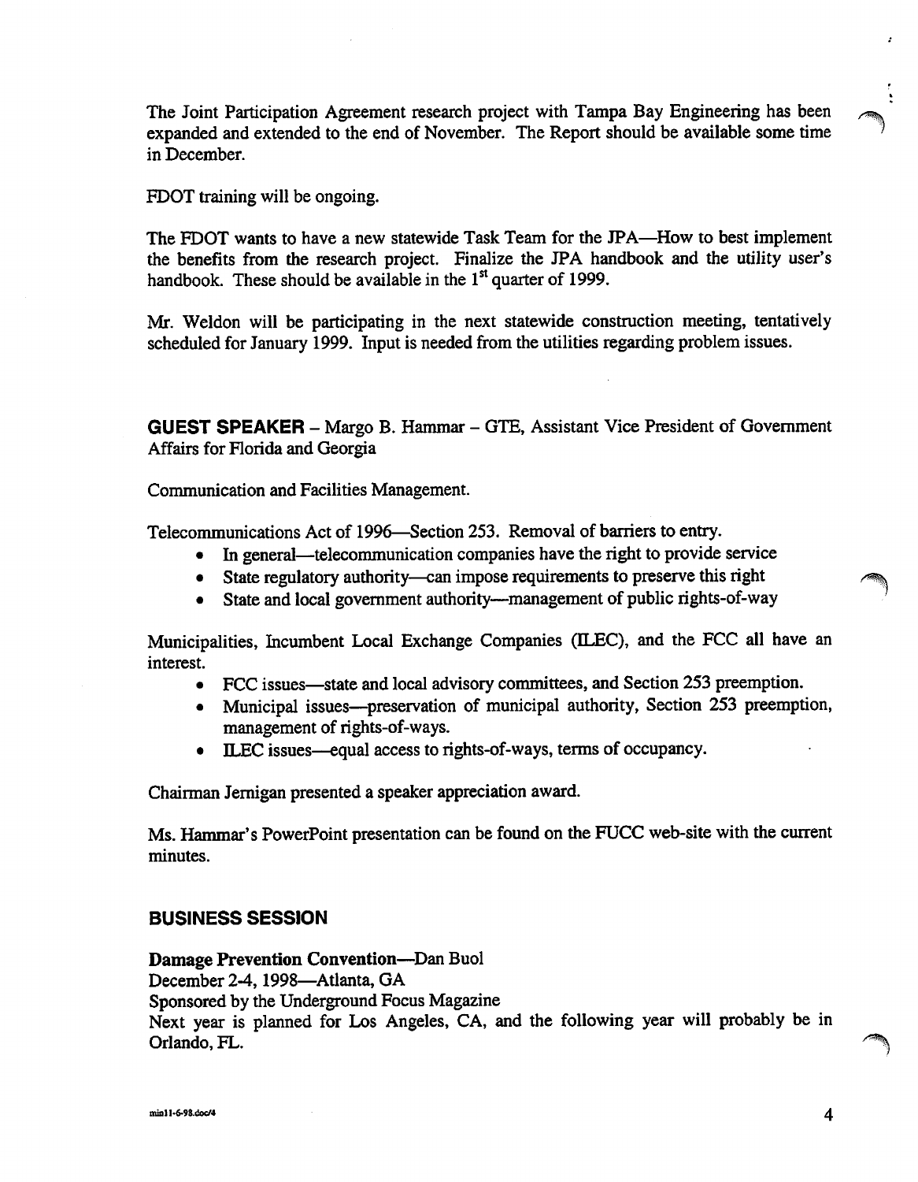The Joint Participation Agreement research project with Tampa Bay Engineering has been expanded and extended to the end of November. The Report should be available some time in December.

FDOT training will be ongoing.

The FDOT wants to have a new statewide Task Team for the JPA—How to best implement the benefits from the research project. Finalize the JPA handbook and the utility user's handbook. These should be available in the 1st quarter of 1999.

Mr. Weldon will be participating in the next statewide construction meeting, tentatively scheduled for January 1999. Input is needed from the utilities regarding problem issues.

**GUEST SPEAKER** – Margo B. Hammar – GTE, Assistant Vice President of Government Affairs for Florida and Georgia

Communication and Facilities Management.

Telecommunications Act of 1996—Section 253. Removal of barriers to entry.

- In general—telecommunication companies have the right to provide service
- State regulatory authority—can impose requirements to preserve this right
- State and local government authority—management of public rights-of-way

Municipalities, Incumbent Local Exchange Companies (ILEC), and the FCC all have an interest.

- FCC issues—state and local advisory committees, and Section 253 preemption.
- Municipal issues—preservation of municipal authority, Section 253 preemption, management of rights-of-ways.
- ILEC issues—equal access to rights-of-ways, terms of occupancy.

Chairman Jernigan presented a speaker appreciation award.

Ms. Hammar's PowerPoint presentation can be found on the FUCC web-site with the current minutes.

## BUSINESS SESSION

**Damage Prevention Convention—**Dan Buol  
December 2-4, 1998—Atlanta, GA  
Sponsored by the Underground Focus Magazine  
Next year is planned for Los Angeles, CA, and the following year will probably be in Orlando, FL.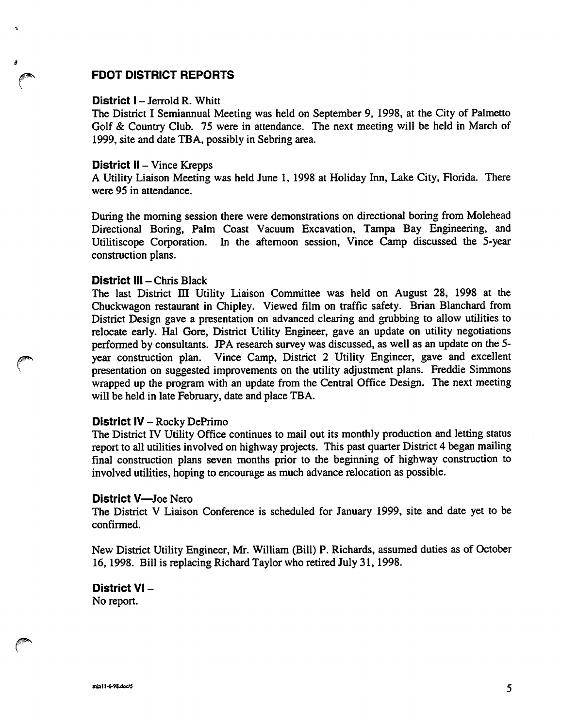## FDOT DISTRICT REPORTS

**District I** – Jerrold R. Whitt

The District I Semiannual Meeting was held on September 9, 1998, at the City of Palmetto Golf & Country Club. 75 were in attendance. The next meeting will be held in March of 1999, site and date TBA, possibly in Sebring area.

**District II** – Vince Krepps

A Utility Liaison Meeting was held June 1, 1998 at Holiday Inn, Lake City, Florida. There were 95 in attendance.

During the morning session there were demonstrations on directional boring from Molehead Directional Boring, Palm Coast Vacuum Excavation, Tampa Bay Engineering, and Utilitiscope Corporation. In the afternoon session, Vince Camp discussed the 5-year construction plans.

**District III** – Chris Black

The last District III Utility Liaison Committee was held on August 28, 1998 at the Chuckwagon restaurant in Chipley. Viewed film on traffic safety. Brian Blanchard from District Design gave a presentation on advanced clearing and grubbing to allow utilities to relocate early. Hal Gore, District Utility Engineer, gave an update on utility negotiations performed by consultants. JPA research survey was discussed, as well as an update on the 5-year construction plan. Vince Camp, District 2 Utility Engineer, gave and excellent presentation on suggested improvements on the utility adjustment plans. Freddie Simmons wrapped up the program with an update from the Central Office Design. The next meeting will be held in late February, date and place TBA.

**District IV** – Rocky DePrimo

The District IV Utility Office continues to mail out its monthly production and letting status report to all utilities involved on highway projects. This past quarter District 4 began mailing final construction plans seven months prior to the beginning of highway construction to involved utilities, hoping to encourage as much advance relocation as possible.

**District V**—Joe Nero

The District V Liaison Conference is scheduled for January 1999, site and date yet to be confirmed.

New District Utility Engineer, Mr. William (Bill) P. Richards, assumed duties as of October 16, 1998. Bill is replacing Richard Taylor who retired July 31, 1998.

**District VI** –

No report.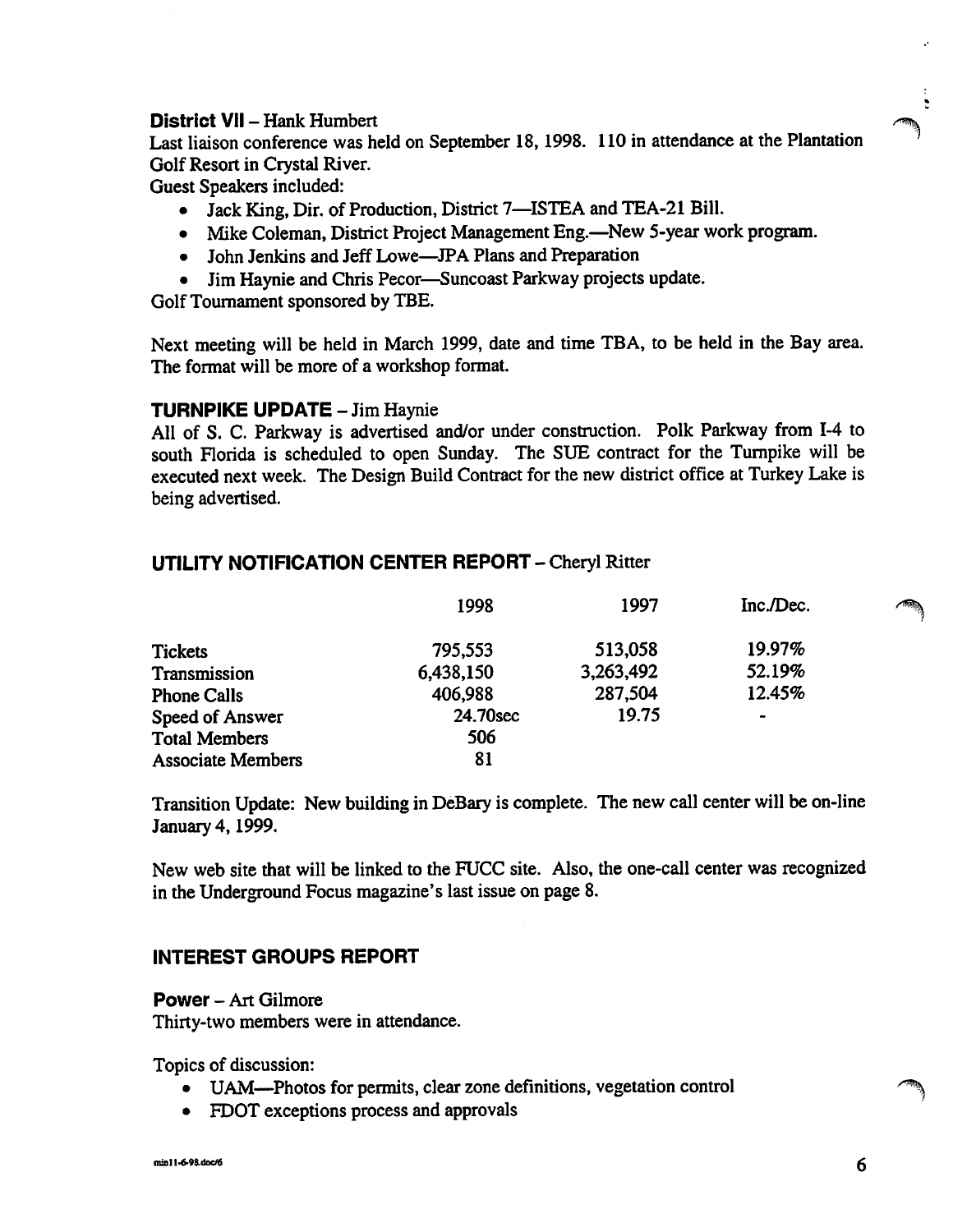**District VII** – Hank Humbert

Last liaison conference was held on September 18, 1998. 110 in attendance at the Plantation Golf Resort in Crystal River.

Guest Speakers included:

- Jack King, Dir. of Production, District 7—ISTEA and TEA-21 Bill.
- Mike Coleman, District Project Management Eng.—New 5-year work program.
- John Jenkins and Jeff Lowe—JPA Plans and Preparation
- Jim Haynie and Chris Pecor—Suncoast Parkway projects update.

Golf Tournament sponsored by TBE.

Next meeting will be held in March 1999, date and time TBA, to be held in the Bay area. The format will be more of a workshop format.

### TURNPIKE UPDATE – Jim Haynie

All of S. C. Parkway is advertised and/or under construction. Polk Parkway from I-4 to south Florida is scheduled to open Sunday. The SUE contract for the Turnpike will be executed next week. The Design Build Contract for the new district office at Turkey Lake is being advertised.

### UTILITY NOTIFICATION CENTER REPORT – Cheryl Ritter

| | 1998 | 1997 | Inc./Dec. |
|---|---|---|---|
| Tickets | 795,553 | 513,058 | 19.97% |
| Transmission | 6,438,150 | 3,263,492 | 52.19% |
| Phone Calls | 406,988 | 287,504 | 12.45% |
| Speed of Answer | 24.70sec | 19.75 | - |
| Total Members | 506 | | |
| Associate Members | 81 | | |

Transition Update: New building in DeBary is complete. The new call center will be on-line January 4, 1999.

New web site that will be linked to the FUCC site. Also, the one-call center was recognized in the Underground Focus magazine's last issue on page 8.

### INTEREST GROUPS REPORT

**Power** – Art Gilmore

Thirty-two members were in attendance.

Topics of discussion:

- UAM—Photos for permits, clear zone definitions, vegetation control
- FDOT exceptions process and approvals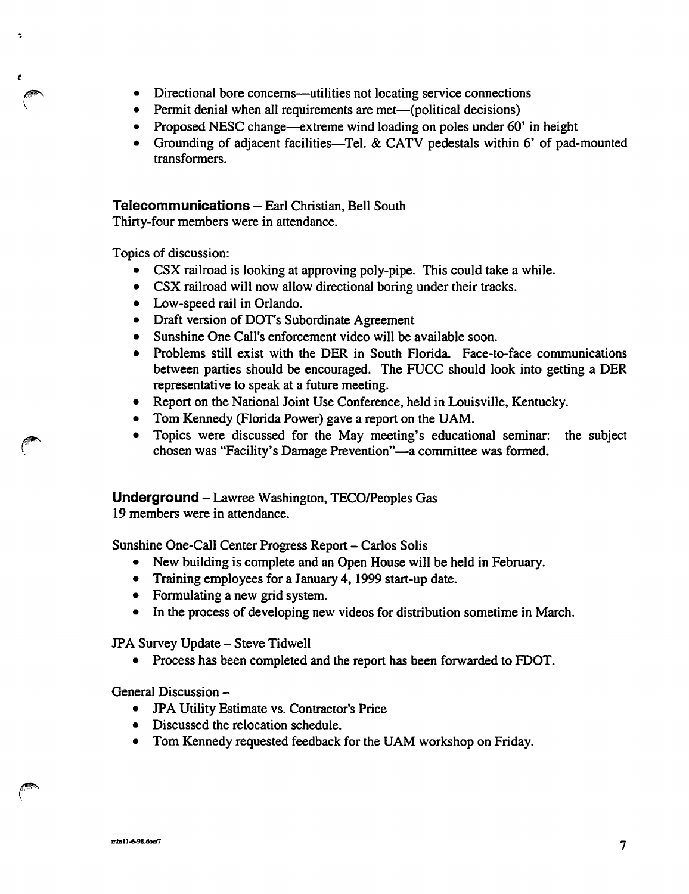- Directional bore concerns—utilities not locating service connections
- Permit denial when all requirements are met—(political decisions)
- Proposed NESC change—extreme wind loading on poles under 60' in height
- Grounding of adjacent facilities—Tel. & CATV pedestals within 6' of pad-mounted transformers.

**Telecommunications** – Earl Christian, Bell South

Thirty-four members were in attendance.

Topics of discussion:

- CSX railroad is looking at approving poly-pipe. This could take a while.
- CSX railroad will now allow directional boring under their tracks.
- Low-speed rail in Orlando.
- Draft version of DOT's Subordinate Agreement
- Sunshine One Call's enforcement video will be available soon.
- Problems still exist with the DER in South Florida. Face-to-face communications between parties should be encouraged. The FUCC should look into getting a DER representative to speak at a future meeting.
- Report on the National Joint Use Conference, held in Louisville, Kentucky.
- Tom Kennedy (Florida Power) gave a report on the UAM.
- Topics were discussed for the May meeting's educational seminar: the subject chosen was "Facility's Damage Prevention"—a committee was formed.

**Underground** – Lawree Washington, TECO/Peoples Gas

19 members were in attendance.

Sunshine One-Call Center Progress Report – Carlos Solis

- New building is complete and an Open House will be held in February.
- Training employees for a January 4, 1999 start-up date.
- Formulating a new grid system.
- In the process of developing new videos for distribution sometime in March.

JPA Survey Update – Steve Tidwell

- Process has been completed and the report has been forwarded to FDOT.

General Discussion –

- JPA Utility Estimate vs. Contractor's Price
- Discussed the relocation schedule.
- Tom Kennedy requested feedback for the UAM workshop on Friday.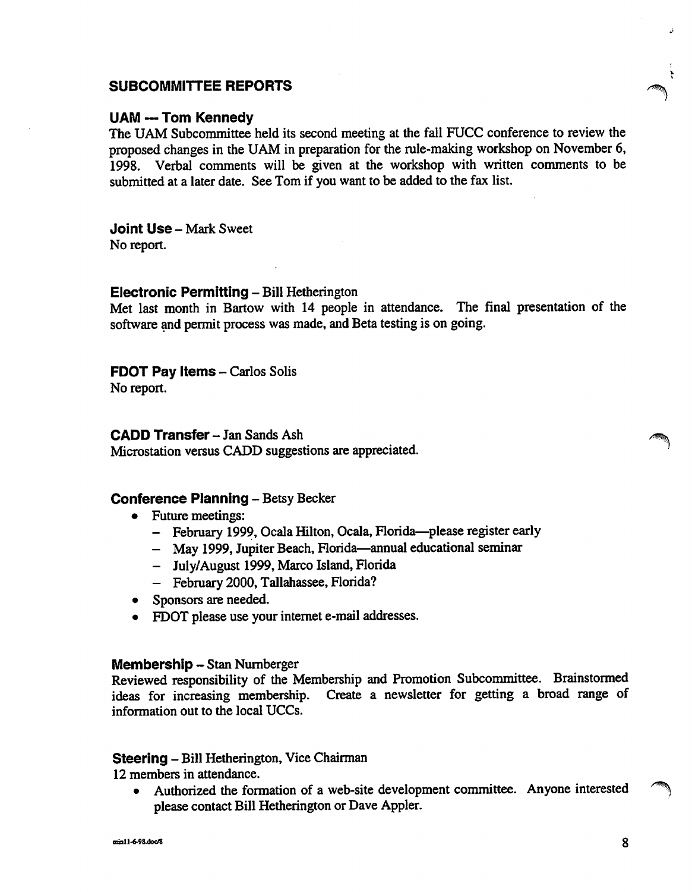## SUBCOMMITTEE REPORTS

### UAM — Tom Kennedy

The UAM Subcommittee held its second meeting at the fall FUCC conference to review the proposed changes in the UAM in preparation for the rule-making workshop on November 6, 1998. Verbal comments will be given at the workshop with written comments to be submitted at a later date. See Tom if you want to be added to the fax list.

### Joint Use – Mark Sweet

No report.

### Electronic Permitting – Bill Hetherington

Met last month in Bartow with 14 people in attendance. The final presentation of the software and permit process was made, and Beta testing is on going.

### FDOT Pay Items – Carlos Solis

No report.

### CADD Transfer – Jan Sands Ash

Microstation versus CADD suggestions are appreciated.

### Conference Planning – Betsy Becker

- Future meetings:
  - February 1999, Ocala Hilton, Ocala, Florida—please register early
  - May 1999, Jupiter Beach, Florida—annual educational seminar
  - July/August 1999, Marco Island, Florida
  - February 2000, Tallahassee, Florida?
- Sponsors are needed.
- FDOT please use your internet e-mail addresses.

### Membership – Stan Nurnberger

Reviewed responsibility of the Membership and Promotion Subcommittee. Brainstormed ideas for increasing membership. Create a newsletter for getting a broad range of information out to the local UCCs.

### Steering – Bill Hetherington, Vice Chairman

12 members in attendance.

- Authorized the formation of a web-site development committee. Anyone interested please contact Bill Hetherington or Dave Appler.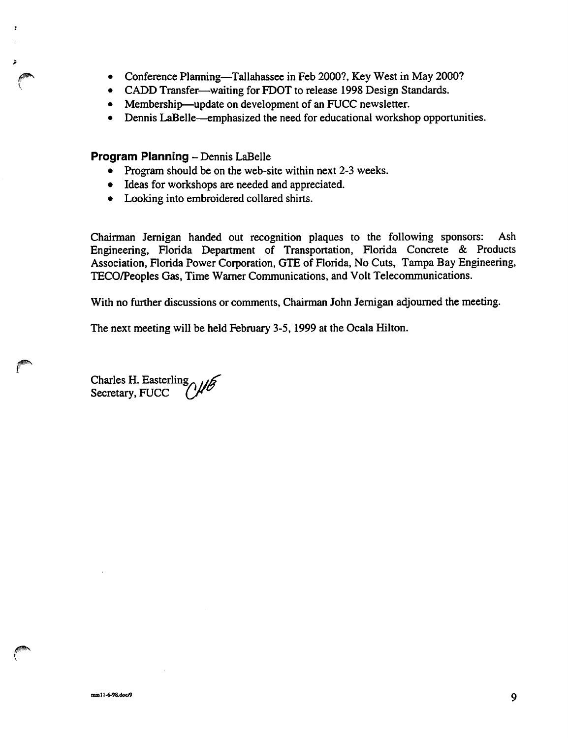- Conference Planning—Tallahassee in Feb 2000?, Key West in May 2000?
- CADD Transfer—waiting for FDOT to release 1998 Design Standards.
- Membership—update on development of an FUCC newsletter.
- Dennis LaBelle—emphasized the need for educational workshop opportunities.

**Program Planning** – Dennis LaBelle

- Program should be on the web-site within next 2-3 weeks.
- Ideas for workshops are needed and appreciated.
- Looking into embroidered collared shirts.

Chairman Jernigan handed out recognition plaques to the following sponsors: Ash Engineering, Florida Department of Transportation, Florida Concrete & Products Association, Florida Power Corporation, GTE of Florida, No Cuts, Tampa Bay Engineering, TECO/Peoples Gas, Time Warner Communications, and Volt Telecommunications.

With no further discussions or comments, Chairman John Jernigan adjourned the meeting.

The next meeting will be held February 3-5, 1999 at the Ocala Hilton.

Charles H. Easterling
Secretary, FUCC